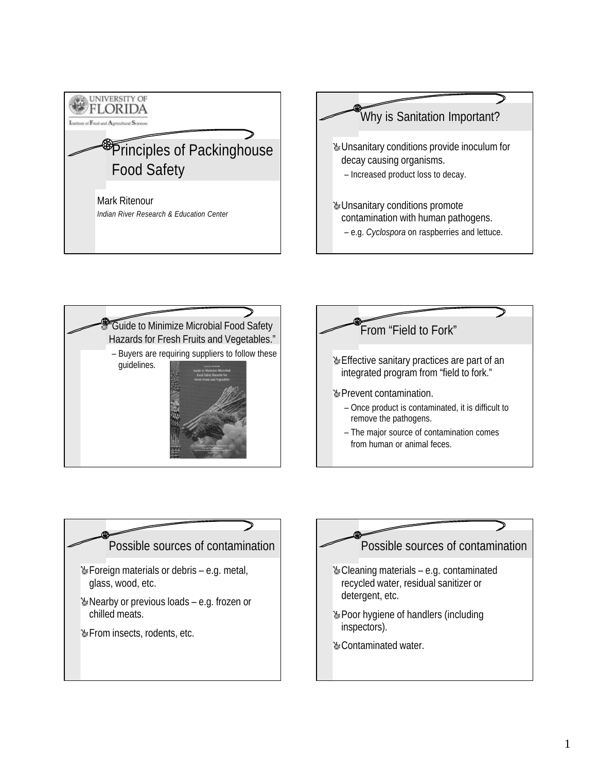UNIVERSITY OF FLORIDA

Institute of Food and Agricultural Sciences

# Principles of Packinghouse Food Safety

Mark Ritenour

*Indian River Research & Education Center*

## Why is Sanitation Important?

- Unsanitary conditions provide inoculum for decay causing organisms.
  - Increased product loss to decay.
- Unsanitary conditions promote contamination with human pathogens.
  - e.g. *Cyclospora* on raspberries and lettuce.

## "Guide to Minimize Microbial Food Safety Hazards for Fresh Fruits and Vegetables."

- Buyers are requiring suppliers to follow these guidelines.

## From "Field to Fork"

- Effective sanitary practices are part of an integrated program from "field to fork."
- Prevent contamination.
  - Once product is contaminated, it is difficult to remove the pathogens.
  - The major source of contamination comes from human or animal feces.

## Possible sources of contamination

- Foreign materials or debris – e.g. metal, glass, wood, etc.
- Nearby or previous loads – e.g. frozen or chilled meats.
- From insects, rodents, etc.

## Possible sources of contamination

- Cleaning materials – e.g. contaminated recycled water, residual sanitizer or detergent, etc.
- Poor hygiene of handlers (including inspectors).
- Contaminated water.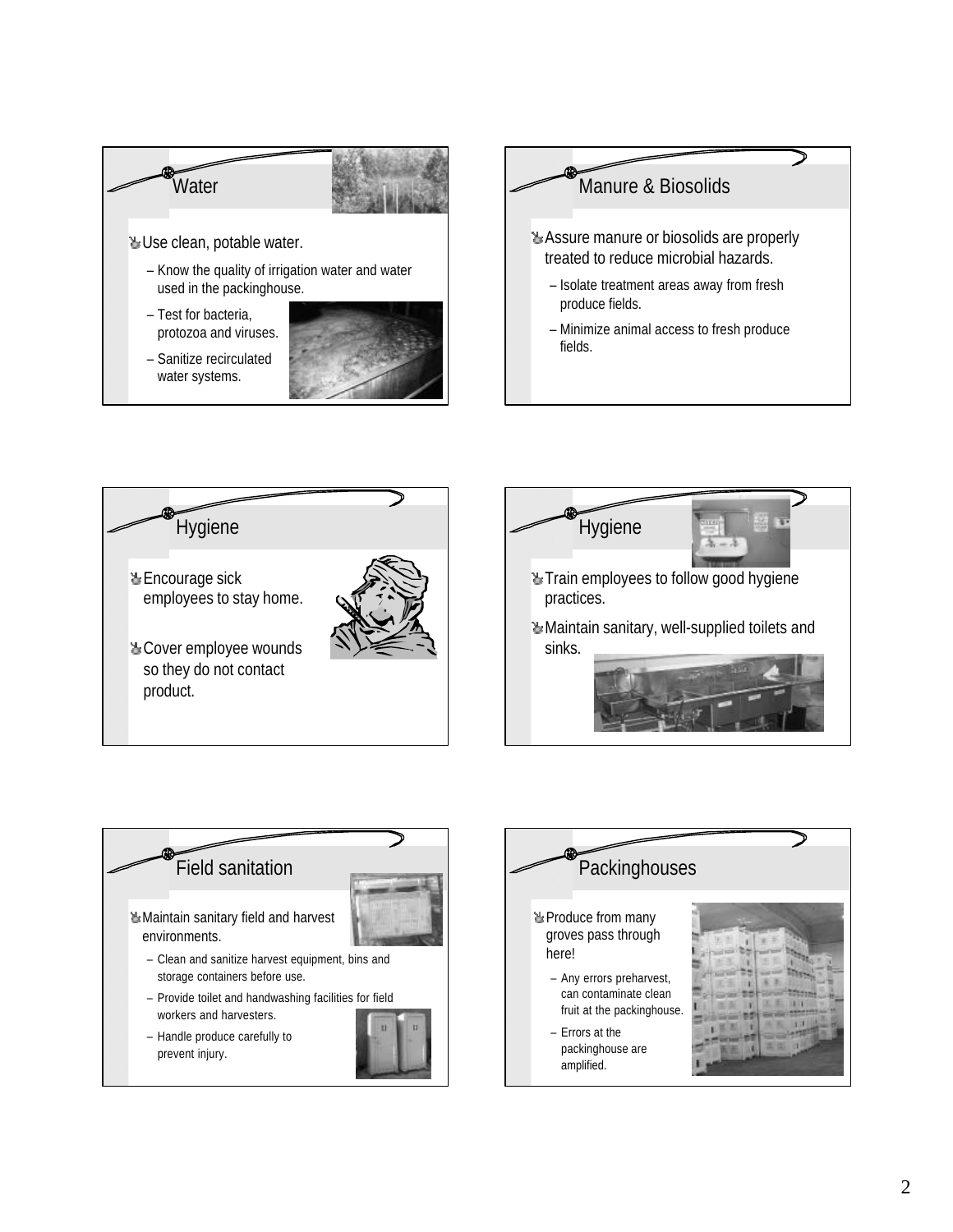## Water

- Use clean, potable water.
  - Know the quality of irrigation water and water used in the packinghouse.
  - Test for bacteria, protozoa and viruses.
  - Sanitize recirculated water systems.

## Manure & Biosolids

- Assure manure or biosolids are properly treated to reduce microbial hazards.
  - Isolate treatment areas away from fresh produce fields.
  - Minimize animal access to fresh produce fields.

## Hygiene

- Encourage sick employees to stay home.
- Cover employee wounds so they do not contact product.

## Hygiene

- Train employees to follow good hygiene practices.
- Maintain sanitary, well-supplied toilets and sinks.

## Field sanitation

- Maintain sanitary field and harvest environments.
  - Clean and sanitize harvest equipment, bins and storage containers before use.
  - Provide toilet and handwashing facilities for field workers and harvesters.
  - Handle produce carefully to prevent injury.

## Packinghouses

- Produce from many groves pass through here!
  - Any errors preharvest, can contaminate clean fruit at the packinghouse.
  - Errors at the packinghouse are amplified.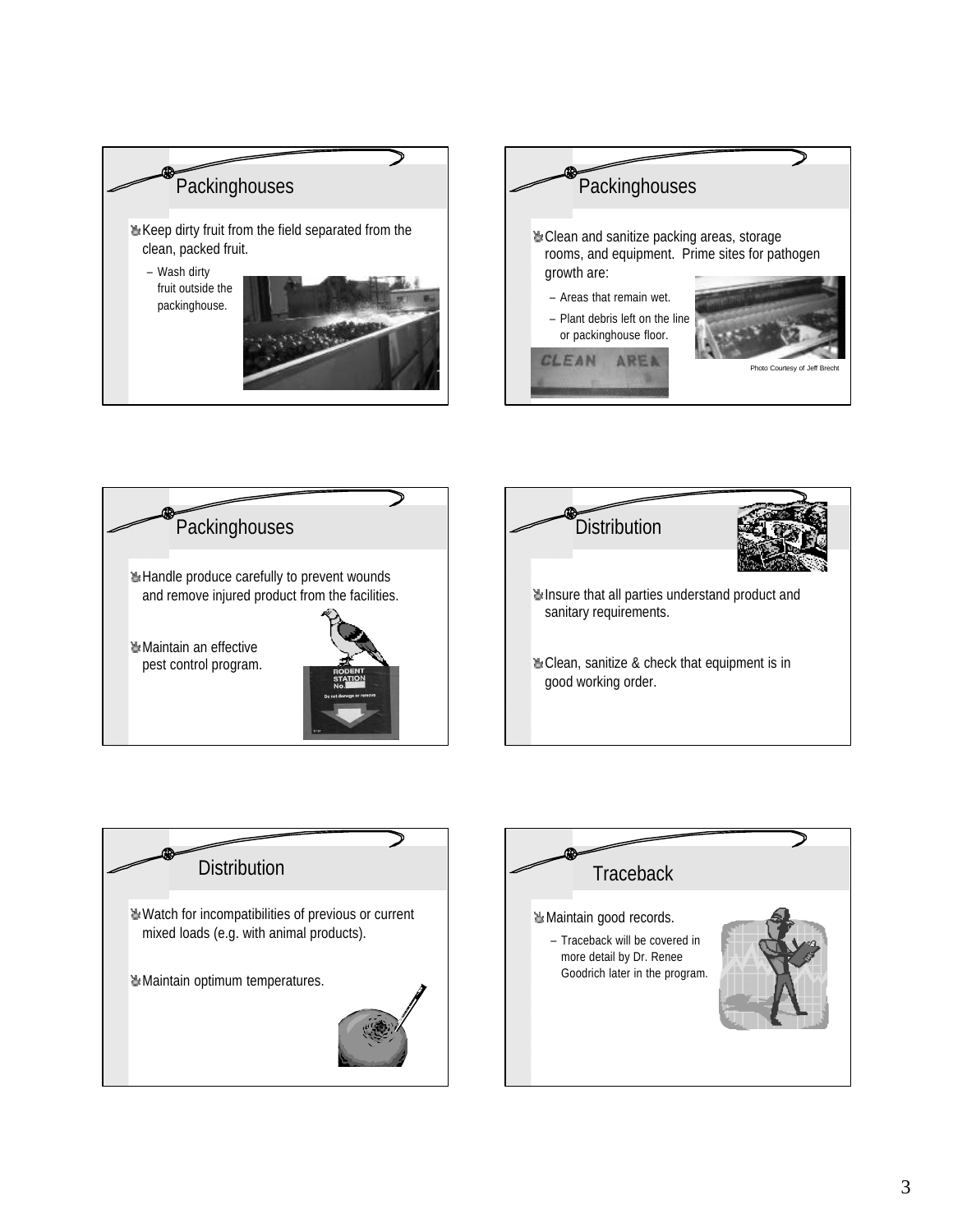## Packinghouses

- Keep dirty fruit from the field separated from the clean, packed fruit.
  - Wash dirty fruit outside the packinghouse.

## Packinghouses

- Clean and sanitize packing areas, storage rooms, and equipment. Prime sites for pathogen growth are:
  - Areas that remain wet.
  - Plant debris left on the line or packinghouse floor.

CLEAN AREA

Photo Courtesy of Jeff Brecht

## Packinghouses

- Handle produce carefully to prevent wounds and remove injured product from the facilities.
- Maintain an effective pest control program.

RODENT STATION No. Do not damage or remove

## Distribution

- Insure that all parties understand product and sanitary requirements.
- Clean, sanitize & check that equipment is in good working order.

## Distribution

- Watch for incompatibilities of previous or current mixed loads (e.g. with animal products).
- Maintain optimum temperatures.

## Traceback

- Maintain good records.
  - Traceback will be covered in more detail by Dr. Renee Goodrich later in the program.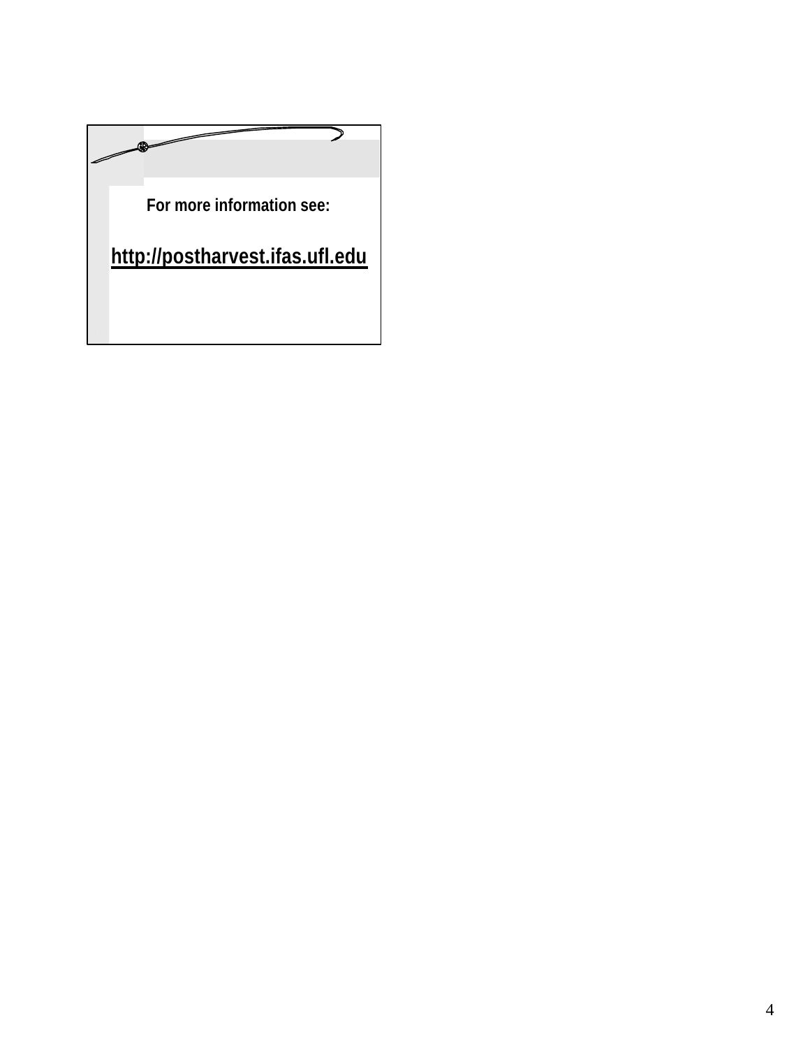For more information see:

http://postharvest.ifas.ufl.edu